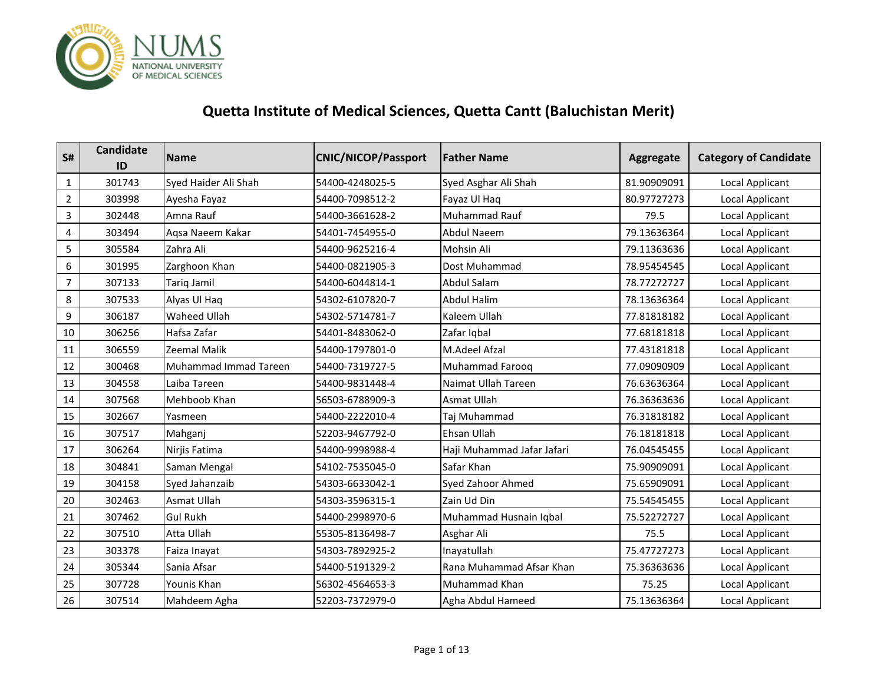NUMS
NATIONAL UNIVERSITY OF MEDICAL SCIENCES

# Quetta Institute of Medical Sciences, Quetta Cantt (Baluchistan Merit)

| S# | Candidate ID | Name | CNIC/NICOP/Passport | Father Name | Aggregate | Category of Candidate |
|---|---|---|---|---|---|---|
| 1 | 301743 | Syed Haider Ali Shah | 54400-4248025-5 | Syed Asghar Ali Shah | 81.90909091 | Local Applicant |
| 2 | 303998 | Ayesha Fayaz | 54400-7098512-2 | Fayaz Ul Haq | 80.97727273 | Local Applicant |
| 3 | 302448 | Amna Rauf | 54400-3661628-2 | Muhammad Rauf | 79.5 | Local Applicant |
| 4 | 303494 | Aqsa Naeem Kakar | 54401-7454955-0 | Abdul Naeem | 79.13636364 | Local Applicant |
| 5 | 305584 | Zahra Ali | 54400-9625216-4 | Mohsin Ali | 79.11363636 | Local Applicant |
| 6 | 301995 | Zarghoon Khan | 54400-0821905-3 | Dost Muhammad | 78.95454545 | Local Applicant |
| 7 | 307133 | Tariq Jamil | 54400-6044814-1 | Abdul Salam | 78.77272727 | Local Applicant |
| 8 | 307533 | Alyas Ul Haq | 54302-6107820-7 | Abdul Halim | 78.13636364 | Local Applicant |
| 9 | 306187 | Waheed Ullah | 54302-5714781-7 | Kaleem Ullah | 77.81818182 | Local Applicant |
| 10 | 306256 | Hafsa Zafar | 54401-8483062-0 | Zafar Iqbal | 77.68181818 | Local Applicant |
| 11 | 306559 | Zeemal Malik | 54400-1797801-0 | M.Adeel Afzal | 77.43181818 | Local Applicant |
| 12 | 300468 | Muhammad Immad Tareen | 54400-7319727-5 | Muhammad Farooq | 77.09090909 | Local Applicant |
| 13 | 304558 | Laiba Tareen | 54400-9831448-4 | Naimat Ullah Tareen | 76.63636364 | Local Applicant |
| 14 | 307568 | Mehboob Khan | 56503-6788909-3 | Asmat Ullah | 76.36363636 | Local Applicant |
| 15 | 302667 | Yasmeen | 54400-2222010-4 | Taj Muhammad | 76.31818182 | Local Applicant |
| 16 | 307517 | Mahganj | 52203-9467792-0 | Ehsan Ullah | 76.18181818 | Local Applicant |
| 17 | 306264 | Nirjis Fatima | 54400-9998988-4 | Haji Muhammad Jafar Jafari | 76.04545455 | Local Applicant |
| 18 | 304841 | Saman Mengal | 54102-7535045-0 | Safar Khan | 75.90909091 | Local Applicant |
| 19 | 304158 | Syed Jahanzaib | 54303-6633042-1 | Syed Zahoor Ahmed | 75.65909091 | Local Applicant |
| 20 | 302463 | Asmat Ullah | 54303-3596315-1 | Zain Ud Din | 75.54545455 | Local Applicant |
| 21 | 307462 | Gul Rukh | 54400-2998970-6 | Muhammad Husnain Iqbal | 75.52272727 | Local Applicant |
| 22 | 307510 | Atta Ullah | 55305-8136498-7 | Asghar Ali | 75.5 | Local Applicant |
| 23 | 303378 | Faiza Inayat | 54303-7892925-2 | Inayatullah | 75.47727273 | Local Applicant |
| 24 | 305344 | Sania Afsar | 54400-5191329-2 | Rana Muhammad Afsar Khan | 75.36363636 | Local Applicant |
| 25 | 307728 | Younis Khan | 56302-4564653-3 | Muhammad Khan | 75.25 | Local Applicant |
| 26 | 307514 | Mahdeem Agha | 52203-7372979-0 | Agha Abdul Hameed | 75.13636364 | Local Applicant |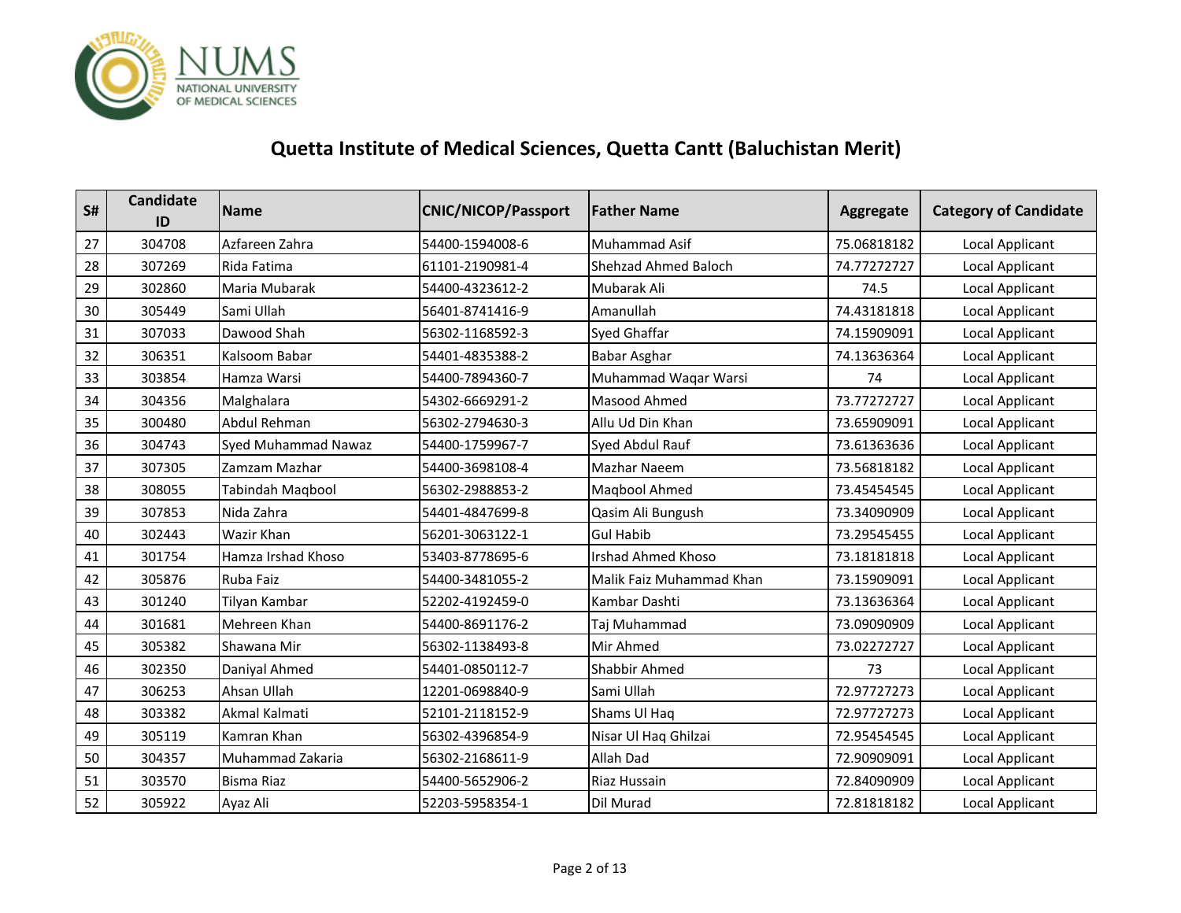# Quetta Institute of Medical Sciences, Quetta Cantt (Baluchistan Merit)

| S# | Candidate ID | Name | CNIC/NICOP/Passport | Father Name | Aggregate | Category of Candidate |
|---|---|---|---|---|---|---|
| 27 | 304708 | Azfareen Zahra | 54400-1594008-6 | Muhammad Asif | 75.06818182 | Local Applicant |
| 28 | 307269 | Rida Fatima | 61101-2190981-4 | Shehzad Ahmed Baloch | 74.77272727 | Local Applicant |
| 29 | 302860 | Maria Mubarak | 54400-4323612-2 | Mubarak Ali | 74.5 | Local Applicant |
| 30 | 305449 | Sami Ullah | 56401-8741416-9 | Amanullah | 74.43181818 | Local Applicant |
| 31 | 307033 | Dawood Shah | 56302-1168592-3 | Syed Ghaffar | 74.15909091 | Local Applicant |
| 32 | 306351 | Kalsoom Babar | 54401-4835388-2 | Babar Asghar | 74.13636364 | Local Applicant |
| 33 | 303854 | Hamza Warsi | 54400-7894360-7 | Muhammad Waqar Warsi | 74 | Local Applicant |
| 34 | 304356 | Malghalara | 54302-6669291-2 | Masood Ahmed | 73.77272727 | Local Applicant |
| 35 | 300480 | Abdul Rehman | 56302-2794630-3 | Allu Ud Din Khan | 73.65909091 | Local Applicant |
| 36 | 304743 | Syed Muhammad Nawaz | 54400-1759967-7 | Syed Abdul Rauf | 73.61363636 | Local Applicant |
| 37 | 307305 | Zamzam Mazhar | 54400-3698108-4 | Mazhar Naeem | 73.56818182 | Local Applicant |
| 38 | 308055 | Tabindah Maqbool | 56302-2988853-2 | Maqbool Ahmed | 73.45454545 | Local Applicant |
| 39 | 307853 | Nida Zahra | 54401-4847699-8 | Qasim Ali Bungush | 73.34090909 | Local Applicant |
| 40 | 302443 | Wazir Khan | 56201-3063122-1 | Gul Habib | 73.29545455 | Local Applicant |
| 41 | 301754 | Hamza Irshad Khoso | 53403-8778695-6 | Irshad Ahmed Khoso | 73.18181818 | Local Applicant |
| 42 | 305876 | Ruba Faiz | 54400-3481055-2 | Malik Faiz Muhammad Khan | 73.15909091 | Local Applicant |
| 43 | 301240 | Tilyan Kambar | 52202-4192459-0 | Kambar Dashti | 73.13636364 | Local Applicant |
| 44 | 301681 | Mehreen Khan | 54400-8691176-2 | Taj Muhammad | 73.09090909 | Local Applicant |
| 45 | 305382 | Shawana Mir | 56302-1138493-8 | Mir Ahmed | 73.02272727 | Local Applicant |
| 46 | 302350 | Daniyal Ahmed | 54401-0850112-7 | Shabbir Ahmed | 73 | Local Applicant |
| 47 | 306253 | Ahsan Ullah | 12201-0698840-9 | Sami Ullah | 72.97727273 | Local Applicant |
| 48 | 303382 | Akmal Kalmati | 52101-2118152-9 | Shams Ul Haq | 72.97727273 | Local Applicant |
| 49 | 305119 | Kamran Khan | 56302-4396854-9 | Nisar Ul Haq Ghilzai | 72.95454545 | Local Applicant |
| 50 | 304357 | Muhammad Zakaria | 56302-2168611-9 | Allah Dad | 72.90909091 | Local Applicant |
| 51 | 303570 | Bisma Riaz | 54400-5652906-2 | Riaz Hussain | 72.84090909 | Local Applicant |
| 52 | 305922 | Ayaz Ali | 52203-5958354-1 | Dil Murad | 72.81818182 | Local Applicant |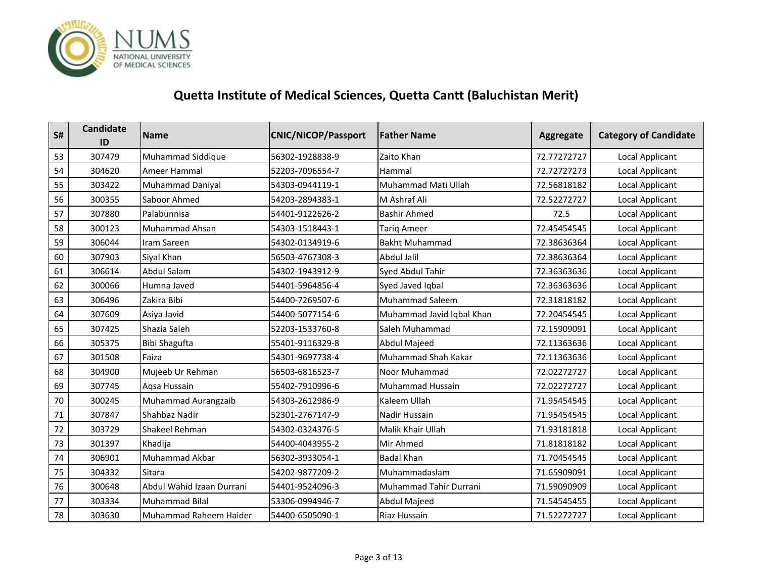# Quetta Institute of Medical Sciences, Quetta Cantt (Baluchistan Merit)

| S# | Candidate ID | Name | CNIC/NICOP/Passport | Father Name | Aggregate | Category of Candidate |
|---|---|---|---|---|---|---|
| 53 | 307479 | Muhammad Siddique | 56302-1928838-9 | Zaito Khan | 72.77272727 | Local Applicant |
| 54 | 304620 | Ameer Hammal | 52203-7096554-7 | Hammal | 72.72727273 | Local Applicant |
| 55 | 303422 | Muhammad Daniyal | 54303-0944119-1 | Muhammad Mati Ullah | 72.56818182 | Local Applicant |
| 56 | 300355 | Saboor Ahmed | 54203-2894383-1 | M Ashraf Ali | 72.52272727 | Local Applicant |
| 57 | 307880 | Palabunnisa | 54401-9122626-2 | Bashir Ahmed | 72.5 | Local Applicant |
| 58 | 300123 | Muhammad Ahsan | 54303-1518443-1 | Tariq Ameer | 72.45454545 | Local Applicant |
| 59 | 306044 | Iram Sareen | 54302-0134919-6 | Bakht Muhammad | 72.38636364 | Local Applicant |
| 60 | 307903 | Siyal Khan | 56503-4767308-3 | Abdul Jalil | 72.38636364 | Local Applicant |
| 61 | 306614 | Abdul Salam | 54302-1943912-9 | Syed Abdul Tahir | 72.36363636 | Local Applicant |
| 62 | 300066 | Humna Javed | 54401-5964856-4 | Syed Javed Iqbal | 72.36363636 | Local Applicant |
| 63 | 306496 | Zakira Bibi | 54400-7269507-6 | Muhammad Saleem | 72.31818182 | Local Applicant |
| 64 | 307609 | Asiya Javid | 54400-5077154-6 | Muhammad Javid Iqbal Khan | 72.20454545 | Local Applicant |
| 65 | 307425 | Shazia Saleh | 52203-1533760-8 | Saleh Muhammad | 72.15909091 | Local Applicant |
| 66 | 305375 | Bibi Shagufta | 55401-9116329-8 | Abdul Majeed | 72.11363636 | Local Applicant |
| 67 | 301508 | Faiza | 54301-9697738-4 | Muhammad Shah Kakar | 72.11363636 | Local Applicant |
| 68 | 304900 | Mujeeb Ur Rehman | 56503-6816523-7 | Noor Muhammad | 72.02272727 | Local Applicant |
| 69 | 307745 | Aqsa Hussain | 55402-7910996-6 | Muhammad Hussain | 72.02272727 | Local Applicant |
| 70 | 300245 | Muhammad Aurangzaib | 54303-2612986-9 | Kaleem Ullah | 71.95454545 | Local Applicant |
| 71 | 307847 | Shahbaz Nadir | 52301-2767147-9 | Nadir Hussain | 71.95454545 | Local Applicant |
| 72 | 303729 | Shakeel Rehman | 54302-0324376-5 | Malik Khair Ullah | 71.93181818 | Local Applicant |
| 73 | 301397 | Khadija | 54400-4043955-2 | Mir Ahmed | 71.81818182 | Local Applicant |
| 74 | 306901 | Muhammad Akbar | 56302-3933054-1 | Badal Khan | 71.70454545 | Local Applicant |
| 75 | 304332 | Sitara | 54202-9877209-2 | Muhammadaslam | 71.65909091 | Local Applicant |
| 76 | 300648 | Abdul Wahid Izaan Durrani | 54401-9524096-3 | Muhammad Tahir Durrani | 71.59090909 | Local Applicant |
| 77 | 303334 | Muhammad Bilal | 53306-0994946-7 | Abdul Majeed | 71.54545455 | Local Applicant |
| 78 | 303630 | Muhammad Raheem Haider | 54400-6505090-1 | Riaz Hussain | 71.52272727 | Local Applicant |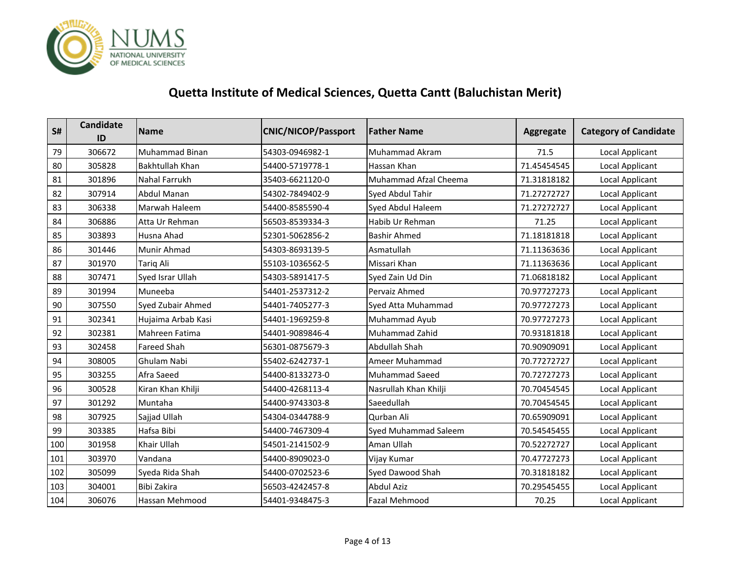NUMS
NATIONAL UNIVERSITY OF MEDICAL SCIENCES

# Quetta Institute of Medical Sciences, Quetta Cantt (Baluchistan Merit)

| S# | Candidate ID | Name | CNIC/NICOP/Passport | Father Name | Aggregate | Category of Candidate |
|---|---|---|---|---|---|---|
| 79 | 306672 | Muhammad Binan | 54303-0946982-1 | Muhammad Akram | 71.5 | Local Applicant |
| 80 | 305828 | Bakhtullah Khan | 54400-5719778-1 | Hassan Khan | 71.45454545 | Local Applicant |
| 81 | 301896 | Nahal Farrukh | 35403-6621120-0 | Muhammad Afzal Cheema | 71.31818182 | Local Applicant |
| 82 | 307914 | Abdul Manan | 54302-7849402-9 | Syed Abdul Tahir | 71.27272727 | Local Applicant |
| 83 | 306338 | Marwah Haleem | 54400-8585590-4 | Syed Abdul Haleem | 71.27272727 | Local Applicant |
| 84 | 306886 | Atta Ur Rehman | 56503-8539334-3 | Habib Ur Rehman | 71.25 | Local Applicant |
| 85 | 303893 | Husna Ahad | 52301-5062856-2 | Bashir Ahmed | 71.18181818 | Local Applicant |
| 86 | 301446 | Munir Ahmad | 54303-8693139-5 | Asmatullah | 71.11363636 | Local Applicant |
| 87 | 301970 | Tariq Ali | 55103-1036562-5 | Missari Khan | 71.11363636 | Local Applicant |
| 88 | 307471 | Syed Israr Ullah | 54303-5891417-5 | Syed Zain Ud Din | 71.06818182 | Local Applicant |
| 89 | 301994 | Muneeba | 54401-2537312-2 | Pervaiz Ahmed | 70.97727273 | Local Applicant |
| 90 | 307550 | Syed Zubair Ahmed | 54401-7405277-3 | Syed Atta Muhammad | 70.97727273 | Local Applicant |
| 91 | 302341 | Hujaima Arbab Kasi | 54401-1969259-8 | Muhammad Ayub | 70.97727273 | Local Applicant |
| 92 | 302381 | Mahreen Fatima | 54401-9089846-4 | Muhammad Zahid | 70.93181818 | Local Applicant |
| 93 | 302458 | Fareed Shah | 56301-0875679-3 | Abdullah Shah | 70.90909091 | Local Applicant |
| 94 | 308005 | Ghulam Nabi | 55402-6242737-1 | Ameer Muhammad | 70.77272727 | Local Applicant |
| 95 | 303255 | Afra Saeed | 54400-8133273-0 | Muhammad Saeed | 70.72727273 | Local Applicant |
| 96 | 300528 | Kiran Khan Khilji | 54400-4268113-4 | Nasrullah Khan Khilji | 70.70454545 | Local Applicant |
| 97 | 301292 | Muntaha | 54400-9743303-8 | Saeedullah | 70.70454545 | Local Applicant |
| 98 | 307925 | Sajjad Ullah | 54304-0344788-9 | Qurban Ali | 70.65909091 | Local Applicant |
| 99 | 303385 | Hafsa Bibi | 54400-7467309-4 | Syed Muhammad Saleem | 70.54545455 | Local Applicant |
| 100 | 301958 | Khair Ullah | 54501-2141502-9 | Aman Ullah | 70.52272727 | Local Applicant |
| 101 | 303970 | Vandana | 54400-8909023-0 | Vijay Kumar | 70.47727273 | Local Applicant |
| 102 | 305099 | Syeda Rida Shah | 54400-0702523-6 | Syed Dawood Shah | 70.31818182 | Local Applicant |
| 103 | 304001 | Bibi Zakira | 56503-4242457-8 | Abdul Aziz | 70.29545455 | Local Applicant |
| 104 | 306076 | Hassan Mehmood | 54401-9348475-3 | Fazal Mehmood | 70.25 | Local Applicant |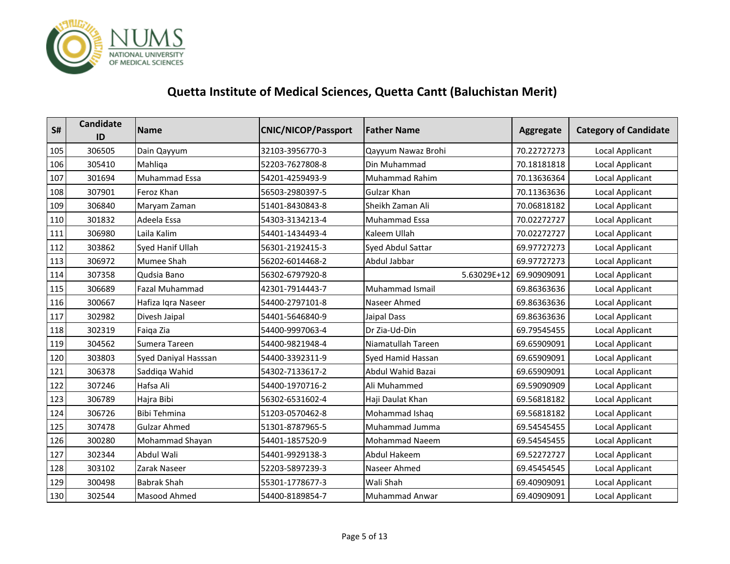## Quetta Institute of Medical Sciences, Quetta Cantt (Baluchistan Merit)

| S# | Candidate ID | Name | CNIC/NICOP/Passport | Father Name | Aggregate | Category of Candidate |
|---|---|---|---|---|---|---|
| 105 | 306505 | Dain Qayyum | 32103-3956770-3 | Qayyum Nawaz Brohi | 70.22727273 | Local Applicant |
| 106 | 305410 | Mahliqa | 52203-7627808-8 | Din Muhammad | 70.18181818 | Local Applicant |
| 107 | 301694 | Muhammad Essa | 54201-4259493-9 | Muhammad Rahim | 70.13636364 | Local Applicant |
| 108 | 307901 | Feroz Khan | 56503-2980397-5 | Gulzar Khan | 70.11363636 | Local Applicant |
| 109 | 306840 | Maryam Zaman | 51401-8430843-8 | Sheikh Zaman Ali | 70.06818182 | Local Applicant |
| 110 | 301832 | Adeela Essa | 54303-3134213-4 | Muhammad Essa | 70.02272727 | Local Applicant |
| 111 | 306980 | Laila Kalim | 54401-1434493-4 | Kaleem Ullah | 70.02272727 | Local Applicant |
| 112 | 303862 | Syed Hanif Ullah | 56301-2192415-3 | Syed Abdul Sattar | 69.97727273 | Local Applicant |
| 113 | 306972 | Mumee Shah | 56202-6014468-2 | Abdul Jabbar | 69.97727273 | Local Applicant |
| 114 | 307358 | Qudsia Bano | 56302-6797920-8 | 5.63029E+12 | 69.90909091 | Local Applicant |
| 115 | 306689 | Fazal Muhammad | 42301-7914443-7 | Muhammad Ismail | 69.86363636 | Local Applicant |
| 116 | 300667 | Hafiza Iqra Naseer | 54400-2797101-8 | Naseer Ahmed | 69.86363636 | Local Applicant |
| 117 | 302982 | Divesh Jaipal | 54401-5646840-9 | Jaipal Dass | 69.86363636 | Local Applicant |
| 118 | 302319 | Faiqa Zia | 54400-9997063-4 | Dr Zia-Ud-Din | 69.79545455 | Local Applicant |
| 119 | 304562 | Sumera Tareen | 54400-9821948-4 | Niamatullah Tareen | 69.65909091 | Local Applicant |
| 120 | 303803 | Syed Daniyal Hasssan | 54400-3392311-9 | Syed Hamid Hassan | 69.65909091 | Local Applicant |
| 121 | 306378 | Saddiqa Wahid | 54302-7133617-2 | Abdul Wahid Bazai | 69.65909091 | Local Applicant |
| 122 | 307246 | Hafsa Ali | 54400-1970716-2 | Ali Muhammed | 69.59090909 | Local Applicant |
| 123 | 306789 | Hajra Bibi | 56302-6531602-4 | Haji Daulat Khan | 69.56818182 | Local Applicant |
| 124 | 306726 | Bibi Tehmina | 51203-0570462-8 | Mohammad Ishaq | 69.56818182 | Local Applicant |
| 125 | 307478 | Gulzar Ahmed | 51301-8787965-5 | Muhammad Jumma | 69.54545455 | Local Applicant |
| 126 | 300280 | Mohammad Shayan | 54401-1857520-9 | Mohammad Naeem | 69.54545455 | Local Applicant |
| 127 | 302344 | Abdul Wali | 54401-9929138-3 | Abdul Hakeem | 69.52272727 | Local Applicant |
| 128 | 303102 | Zarak Naseer | 52203-5897239-3 | Naseer Ahmed | 69.45454545 | Local Applicant |
| 129 | 300498 | Babrak Shah | 55301-1778677-3 | Wali Shah | 69.40909091 | Local Applicant |
| 130 | 302544 | Masood Ahmed | 54400-8189854-7 | Muhammad Anwar | 69.40909091 | Local Applicant |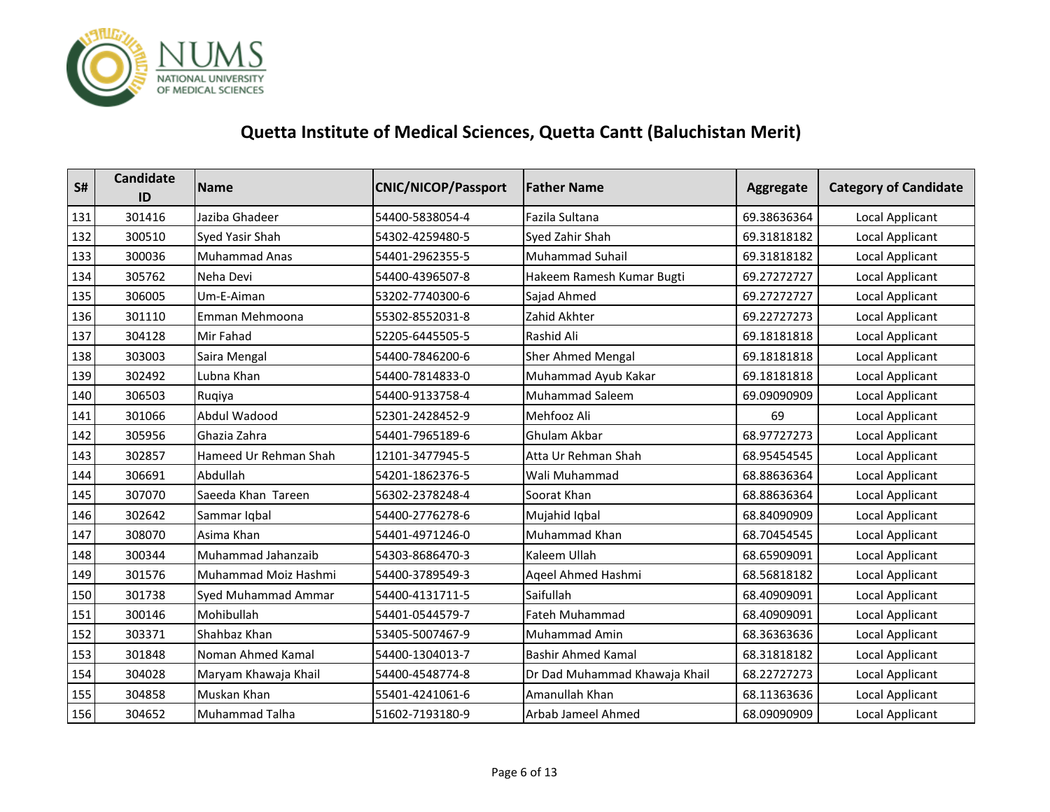## Quetta Institute of Medical Sciences, Quetta Cantt (Baluchistan Merit)

| S# | Candidate ID | Name | CNIC/NICOP/Passport | Father Name | Aggregate | Category of Candidate |
|---|---|---|---|---|---|---|
| 131 | 301416 | Jaziba Ghadeer | 54400-5838054-4 | Fazila Sultana | 69.38636364 | Local Applicant |
| 132 | 300510 | Syed Yasir Shah | 54302-4259480-5 | Syed Zahir Shah | 69.31818182 | Local Applicant |
| 133 | 300036 | Muhammad Anas | 54401-2962355-5 | Muhammad Suhail | 69.31818182 | Local Applicant |
| 134 | 305762 | Neha Devi | 54400-4396507-8 | Hakeem Ramesh Kumar Bugti | 69.27272727 | Local Applicant |
| 135 | 306005 | Um-E-Aiman | 53202-7740300-6 | Sajad Ahmed | 69.27272727 | Local Applicant |
| 136 | 301110 | Emman Mehmoona | 55302-8552031-8 | Zahid Akhter | 69.22727273 | Local Applicant |
| 137 | 304128 | Mir Fahad | 52205-6445505-5 | Rashid Ali | 69.18181818 | Local Applicant |
| 138 | 303003 | Saira Mengal | 54400-7846200-6 | Sher Ahmed Mengal | 69.18181818 | Local Applicant |
| 139 | 302492 | Lubna Khan | 54400-7814833-0 | Muhammad Ayub Kakar | 69.18181818 | Local Applicant |
| 140 | 306503 | Ruqiya | 54400-9133758-4 | Muhammad Saleem | 69.09090909 | Local Applicant |
| 141 | 301066 | Abdul Wadood | 52301-2428452-9 | Mehfooz Ali | 69 | Local Applicant |
| 142 | 305956 | Ghazia Zahra | 54401-7965189-6 | Ghulam Akbar | 68.97727273 | Local Applicant |
| 143 | 302857 | Hameed Ur Rehman Shah | 12101-3477945-5 | Atta Ur Rehman Shah | 68.95454545 | Local Applicant |
| 144 | 306691 | Abdullah | 54201-1862376-5 | Wali Muhammad | 68.88636364 | Local Applicant |
| 145 | 307070 | Saeeda Khan Tareen | 56302-2378248-4 | Soorat Khan | 68.88636364 | Local Applicant |
| 146 | 302642 | Sammar Iqbal | 54400-2776278-6 | Mujahid Iqbal | 68.84090909 | Local Applicant |
| 147 | 308070 | Asima Khan | 54401-4971246-0 | Muhammad Khan | 68.70454545 | Local Applicant |
| 148 | 300344 | Muhammad Jahanzaib | 54303-8686470-3 | Kaleem Ullah | 68.65909091 | Local Applicant |
| 149 | 301576 | Muhammad Moiz Hashmi | 54400-3789549-3 | Aqeel Ahmed Hashmi | 68.56818182 | Local Applicant |
| 150 | 301738 | Syed Muhammad Ammar | 54400-4131711-5 | Saifullah | 68.40909091 | Local Applicant |
| 151 | 300146 | Mohibullah | 54401-0544579-7 | Fateh Muhammad | 68.40909091 | Local Applicant |
| 152 | 303371 | Shahbaz Khan | 53405-5007467-9 | Muhammad Amin | 68.36363636 | Local Applicant |
| 153 | 301848 | Noman Ahmed Kamal | 54400-1304013-7 | Bashir Ahmed Kamal | 68.31818182 | Local Applicant |
| 154 | 304028 | Maryam Khawaja Khail | 54400-4548774-8 | Dr Dad Muhammad Khawaja Khail | 68.22727273 | Local Applicant |
| 155 | 304858 | Muskan Khan | 55401-4241061-6 | Amanullah Khan | 68.11363636 | Local Applicant |
| 156 | 304652 | Muhammad Talha | 51602-7193180-9 | Arbab Jameel Ahmed | 68.09090909 | Local Applicant |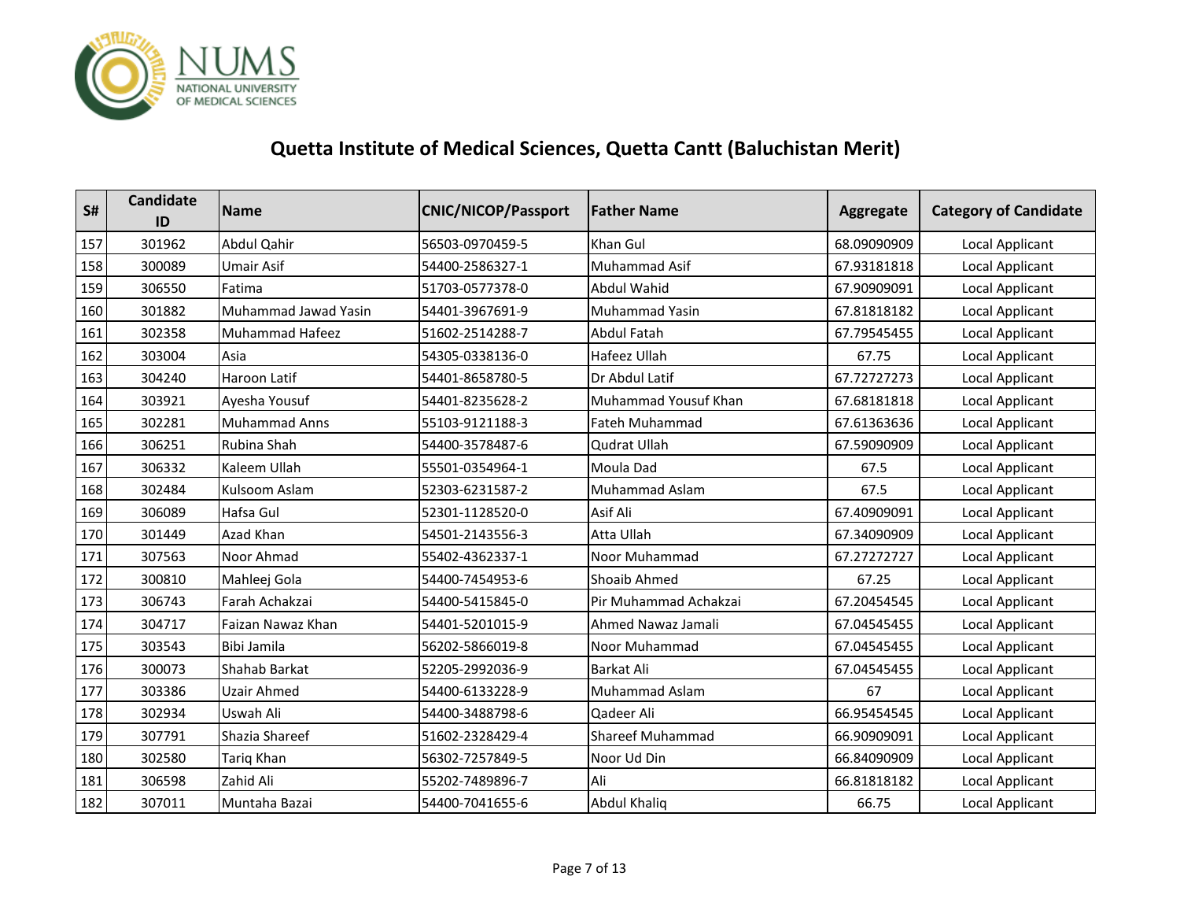# Quetta Institute of Medical Sciences, Quetta Cantt (Baluchistan Merit)

| S# | Candidate ID | Name | CNIC/NICOP/Passport | Father Name | Aggregate | Category of Candidate |
|---|---|---|---|---|---|---|
| 157 | 301962 | Abdul Qahir | 56503-0970459-5 | Khan Gul | 68.09090909 | Local Applicant |
| 158 | 300089 | Umair Asif | 54400-2586327-1 | Muhammad Asif | 67.93181818 | Local Applicant |
| 159 | 306550 | Fatima | 51703-0577378-0 | Abdul Wahid | 67.90909091 | Local Applicant |
| 160 | 301882 | Muhammad Jawad Yasin | 54401-3967691-9 | Muhammad Yasin | 67.81818182 | Local Applicant |
| 161 | 302358 | Muhammad Hafeez | 51602-2514288-7 | Abdul Fatah | 67.79545455 | Local Applicant |
| 162 | 303004 | Asia | 54305-0338136-0 | Hafeez Ullah | 67.75 | Local Applicant |
| 163 | 304240 | Haroon Latif | 54401-8658780-5 | Dr Abdul Latif | 67.72727273 | Local Applicant |
| 164 | 303921 | Ayesha Yousuf | 54401-8235628-2 | Muhammad Yousuf Khan | 67.68181818 | Local Applicant |
| 165 | 302281 | Muhammad Anns | 55103-9121188-3 | Fateh Muhammad | 67.61363636 | Local Applicant |
| 166 | 306251 | Rubina Shah | 54400-3578487-6 | Qudrat Ullah | 67.59090909 | Local Applicant |
| 167 | 306332 | Kaleem Ullah | 55501-0354964-1 | Moula Dad | 67.5 | Local Applicant |
| 168 | 302484 | Kulsoom Aslam | 52303-6231587-2 | Muhammad Aslam | 67.5 | Local Applicant |
| 169 | 306089 | Hafsa Gul | 52301-1128520-0 | Asif Ali | 67.40909091 | Local Applicant |
| 170 | 301449 | Azad Khan | 54501-2143556-3 | Atta Ullah | 67.34090909 | Local Applicant |
| 171 | 307563 | Noor Ahmad | 55402-4362337-1 | Noor Muhammad | 67.27272727 | Local Applicant |
| 172 | 300810 | Mahleej Gola | 54400-7454953-6 | Shoaib Ahmed | 67.25 | Local Applicant |
| 173 | 306743 | Farah Achakzai | 54400-5415845-0 | Pir Muhammad Achakzai | 67.20454545 | Local Applicant |
| 174 | 304717 | Faizan Nawaz Khan | 54401-5201015-9 | Ahmed Nawaz Jamali | 67.04545455 | Local Applicant |
| 175 | 303543 | Bibi Jamila | 56202-5866019-8 | Noor Muhammad | 67.04545455 | Local Applicant |
| 176 | 300073 | Shahab Barkat | 52205-2992036-9 | Barkat Ali | 67.04545455 | Local Applicant |
| 177 | 303386 | Uzair Ahmed | 54400-6133228-9 | Muhammad Aslam | 67 | Local Applicant |
| 178 | 302934 | Uswah Ali | 54400-3488798-6 | Qadeer Ali | 66.95454545 | Local Applicant |
| 179 | 307791 | Shazia Shareef | 51602-2328429-4 | Shareef Muhammad | 66.90909091 | Local Applicant |
| 180 | 302580 | Tariq Khan | 56302-7257849-5 | Noor Ud Din | 66.84090909 | Local Applicant |
| 181 | 306598 | Zahid Ali | 55202-7489896-7 | Ali | 66.81818182 | Local Applicant |
| 182 | 307011 | Muntaha Bazai | 54400-7041655-6 | Abdul Khaliq | 66.75 | Local Applicant |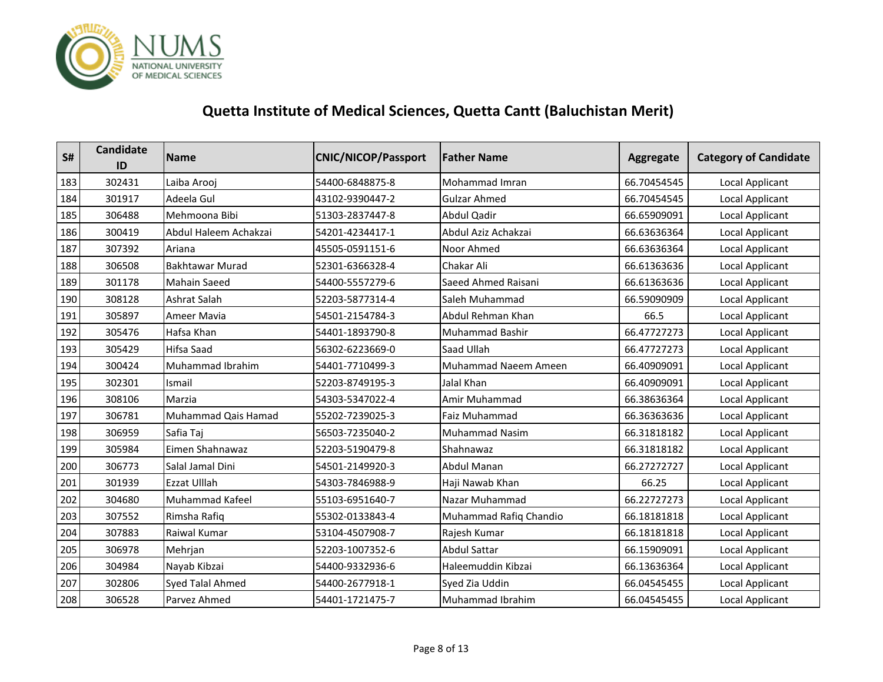# Quetta Institute of Medical Sciences, Quetta Cantt (Baluchistan Merit)

| S# | Candidate ID | Name | CNIC/NICOP/Passport | Father Name | Aggregate | Category of Candidate |
|---|---|---|---|---|---|---|
| 183 | 302431 | Laiba Arooj | 54400-6848875-8 | Mohammad Imran | 66.70454545 | Local Applicant |
| 184 | 301917 | Adeela Gul | 43102-9390447-2 | Gulzar Ahmed | 66.70454545 | Local Applicant |
| 185 | 306488 | Mehmoona Bibi | 51303-2837447-8 | Abdul Qadir | 66.65909091 | Local Applicant |
| 186 | 300419 | Abdul Haleem Achakzai | 54201-4234417-1 | Abdul Aziz Achakzai | 66.63636364 | Local Applicant |
| 187 | 307392 | Ariana | 45505-0591151-6 | Noor Ahmed | 66.63636364 | Local Applicant |
| 188 | 306508 | Bakhtawar Murad | 52301-6366328-4 | Chakar Ali | 66.61363636 | Local Applicant |
| 189 | 301178 | Mahain Saeed | 54400-5557279-6 | Saeed Ahmed Raisani | 66.61363636 | Local Applicant |
| 190 | 308128 | Ashrat Salah | 52203-5877314-4 | Saleh Muhammad | 66.59090909 | Local Applicant |
| 191 | 305897 | Ameer Mavia | 54501-2154784-3 | Abdul Rehman Khan | 66.5 | Local Applicant |
| 192 | 305476 | Hafsa Khan | 54401-1893790-8 | Muhammad Bashir | 66.47727273 | Local Applicant |
| 193 | 305429 | Hifsa Saad | 56302-6223669-0 | Saad Ullah | 66.47727273 | Local Applicant |
| 194 | 300424 | Muhammad Ibrahim | 54401-7710499-3 | Muhammad Naeem Ameen | 66.40909091 | Local Applicant |
| 195 | 302301 | Ismail | 52203-8749195-3 | Jalal Khan | 66.40909091 | Local Applicant |
| 196 | 308106 | Marzia | 54303-5347022-4 | Amir Muhammad | 66.38636364 | Local Applicant |
| 197 | 306781 | Muhammad Qais Hamad | 55202-7239025-3 | Faiz Muhammad | 66.36363636 | Local Applicant |
| 198 | 306959 | Safia Taj | 56503-7235040-2 | Muhammad Nasim | 66.31818182 | Local Applicant |
| 199 | 305984 | Eimen Shahnawaz | 52203-5190479-8 | Shahnawaz | 66.31818182 | Local Applicant |
| 200 | 306773 | Salal Jamal Dini | 54501-2149920-3 | Abdul Manan | 66.27272727 | Local Applicant |
| 201 | 301939 | Ezzat Ulllah | 54303-7846988-9 | Haji Nawab Khan | 66.25 | Local Applicant |
| 202 | 304680 | Muhammad Kafeel | 55103-6951640-7 | Nazar Muhammad | 66.22727273 | Local Applicant |
| 203 | 307552 | Rimsha Rafiq | 55302-0133843-4 | Muhammad Rafiq Chandio | 66.18181818 | Local Applicant |
| 204 | 307883 | Raiwal Kumar | 53104-4507908-7 | Rajesh Kumar | 66.18181818 | Local Applicant |
| 205 | 306978 | Mehrjan | 52203-1007352-6 | Abdul Sattar | 66.15909091 | Local Applicant |
| 206 | 304984 | Nayab Kibzai | 54400-9332936-6 | Haleemuddin Kibzai | 66.13636364 | Local Applicant |
| 207 | 302806 | Syed Talal Ahmed | 54400-2677918-1 | Syed Zia Uddin | 66.04545455 | Local Applicant |
| 208 | 306528 | Parvez Ahmed | 54401-1721475-7 | Muhammad Ibrahim | 66.04545455 | Local Applicant |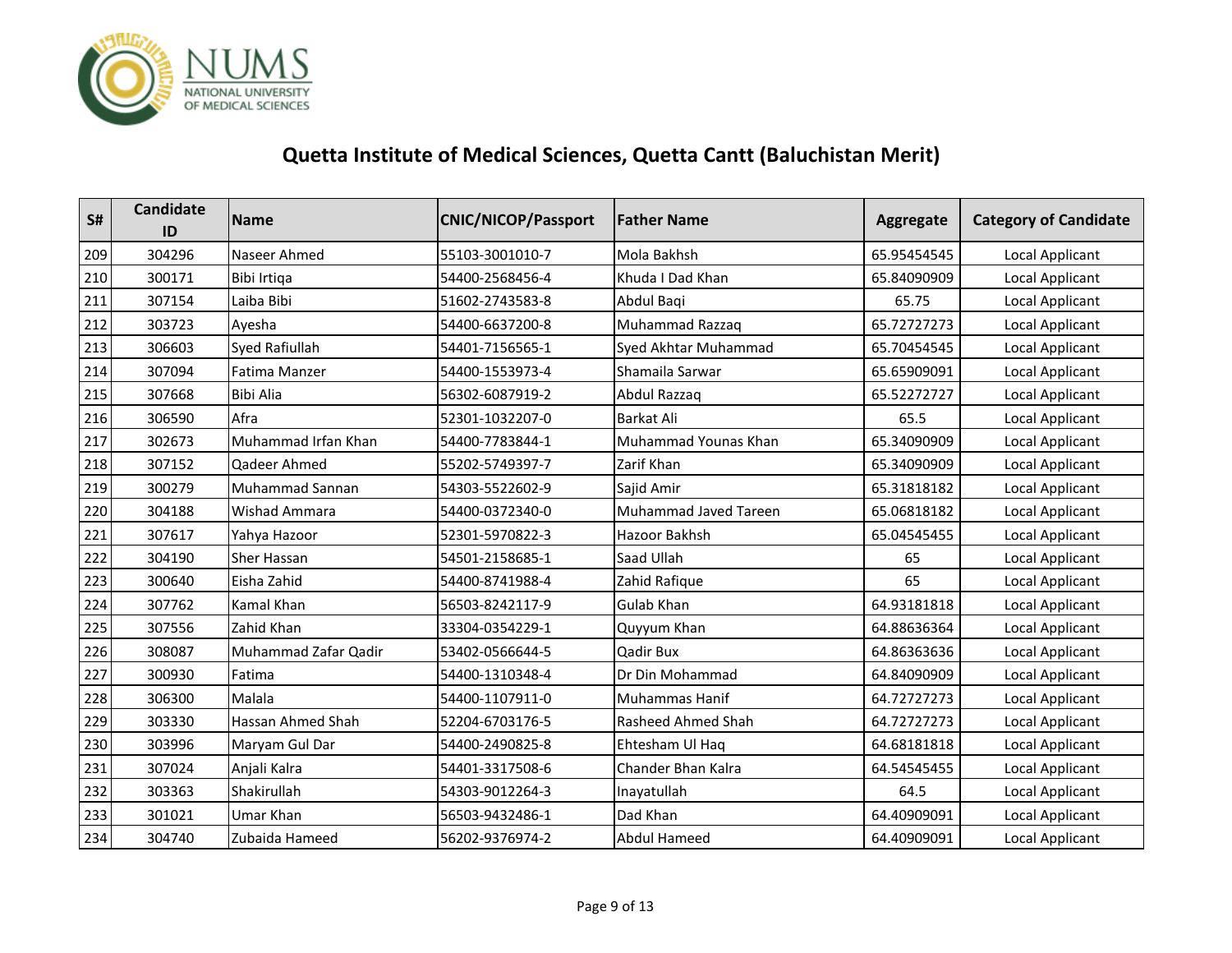# Quetta Institute of Medical Sciences, Quetta Cantt (Baluchistan Merit)

| S# | Candidate ID | Name | CNIC/NICOP/Passport | Father Name | Aggregate | Category of Candidate |
|---|---|---|---|---|---|---|
| 209 | 304296 | Naseer Ahmed | 55103-3001010-7 | Mola Bakhsh | 65.95454545 | Local Applicant |
| 210 | 300171 | Bibi Irtiqa | 54400-2568456-4 | Khuda I Dad Khan | 65.84090909 | Local Applicant |
| 211 | 307154 | Laiba Bibi | 51602-2743583-8 | Abdul Baqi | 65.75 | Local Applicant |
| 212 | 303723 | Ayesha | 54400-6637200-8 | Muhammad Razzaq | 65.72727273 | Local Applicant |
| 213 | 306603 | Syed Rafiullah | 54401-7156565-1 | Syed Akhtar Muhammad | 65.70454545 | Local Applicant |
| 214 | 307094 | Fatima Manzer | 54400-1553973-4 | Shamaila Sarwar | 65.65909091 | Local Applicant |
| 215 | 307668 | Bibi Alia | 56302-6087919-2 | Abdul Razzaq | 65.52272727 | Local Applicant |
| 216 | 306590 | Afra | 52301-1032207-0 | Barkat Ali | 65.5 | Local Applicant |
| 217 | 302673 | Muhammad Irfan Khan | 54400-7783844-1 | Muhammad Younas Khan | 65.34090909 | Local Applicant |
| 218 | 307152 | Qadeer Ahmed | 55202-5749397-7 | Zarif Khan | 65.34090909 | Local Applicant |
| 219 | 300279 | Muhammad Sannan | 54303-5522602-9 | Sajid Amir | 65.31818182 | Local Applicant |
| 220 | 304188 | Wishad Ammara | 54400-0372340-0 | Muhammad Javed Tareen | 65.06818182 | Local Applicant |
| 221 | 307617 | Yahya Hazoor | 52301-5970822-3 | Hazoor Bakhsh | 65.04545455 | Local Applicant |
| 222 | 304190 | Sher Hassan | 54501-2158685-1 | Saad Ullah | 65 | Local Applicant |
| 223 | 300640 | Eisha Zahid | 54400-8741988-4 | Zahid Rafique | 65 | Local Applicant |
| 224 | 307762 | Kamal Khan | 56503-8242117-9 | Gulab Khan | 64.93181818 | Local Applicant |
| 225 | 307556 | Zahid Khan | 33304-0354229-1 | Quyyum Khan | 64.88636364 | Local Applicant |
| 226 | 308087 | Muhammad Zafar Qadir | 53402-0566644-5 | Qadir Bux | 64.86363636 | Local Applicant |
| 227 | 300930 | Fatima | 54400-1310348-4 | Dr Din Mohammad | 64.84090909 | Local Applicant |
| 228 | 306300 | Malala | 54400-1107911-0 | Muhammas Hanif | 64.72727273 | Local Applicant |
| 229 | 303330 | Hassan Ahmed Shah | 52204-6703176-5 | Rasheed Ahmed Shah | 64.72727273 | Local Applicant |
| 230 | 303996 | Maryam Gul Dar | 54400-2490825-8 | Ehtesham Ul Haq | 64.68181818 | Local Applicant |
| 231 | 307024 | Anjali Kalra | 54401-3317508-6 | Chander Bhan Kalra | 64.54545455 | Local Applicant |
| 232 | 303363 | Shakirullah | 54303-9012264-3 | Inayatullah | 64.5 | Local Applicant |
| 233 | 301021 | Umar Khan | 56503-9432486-1 | Dad Khan | 64.40909091 | Local Applicant |
| 234 | 304740 | Zubaida Hameed | 56202-9376974-2 | Abdul Hameed | 64.40909091 | Local Applicant |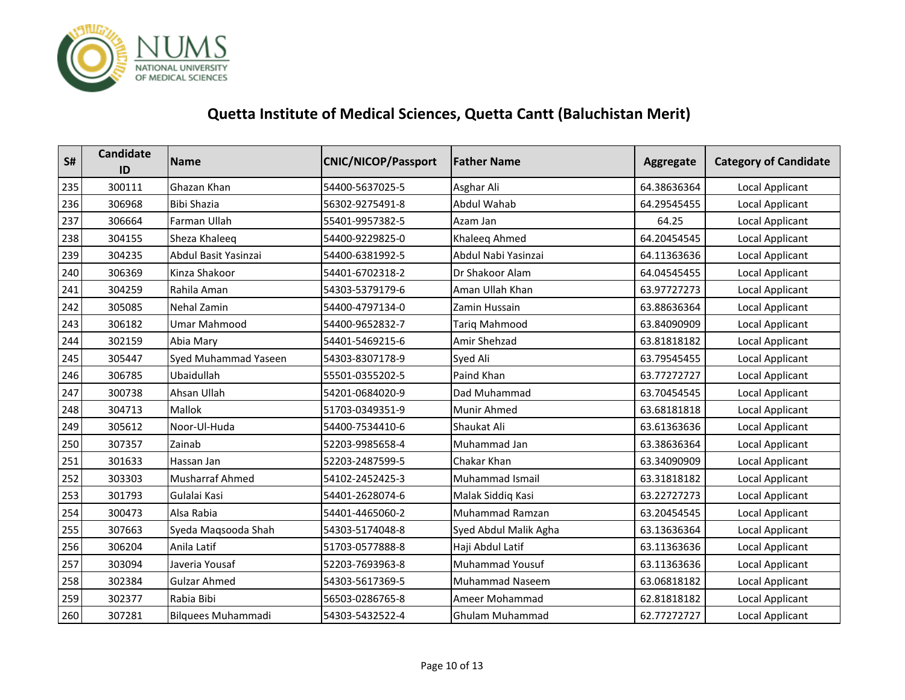# Quetta Institute of Medical Sciences, Quetta Cantt (Baluchistan Merit)

| S# | Candidate ID | Name | CNIC/NICOP/Passport | Father Name | Aggregate | Category of Candidate |
|---|---|---|---|---|---|---|
| 235 | 300111 | Ghazan Khan | 54400-5637025-5 | Asghar Ali | 64.38636364 | Local Applicant |
| 236 | 306968 | Bibi Shazia | 56302-9275491-8 | Abdul Wahab | 64.29545455 | Local Applicant |
| 237 | 306664 | Farman Ullah | 55401-9957382-5 | Azam Jan | 64.25 | Local Applicant |
| 238 | 304155 | Sheza Khaleeq | 54400-9229825-0 | Khaleeq Ahmed | 64.20454545 | Local Applicant |
| 239 | 304235 | Abdul Basit Yasinzai | 54400-6381992-5 | Abdul Nabi Yasinzai | 64.11363636 | Local Applicant |
| 240 | 306369 | Kinza Shakoor | 54401-6702318-2 | Dr Shakoor Alam | 64.04545455 | Local Applicant |
| 241 | 304259 | Rahila Aman | 54303-5379179-6 | Aman Ullah Khan | 63.97727273 | Local Applicant |
| 242 | 305085 | Nehal Zamin | 54400-4797134-0 | Zamin Hussain | 63.88636364 | Local Applicant |
| 243 | 306182 | Umar Mahmood | 54400-9652832-7 | Tariq Mahmood | 63.84090909 | Local Applicant |
| 244 | 302159 | Abia Mary | 54401-5469215-6 | Amir Shehzad | 63.81818182 | Local Applicant |
| 245 | 305447 | Syed Muhammad Yaseen | 54303-8307178-9 | Syed Ali | 63.79545455 | Local Applicant |
| 246 | 306785 | Ubaidullah | 55501-0355202-5 | Paind Khan | 63.77272727 | Local Applicant |
| 247 | 300738 | Ahsan Ullah | 54201-0684020-9 | Dad Muhammad | 63.70454545 | Local Applicant |
| 248 | 304713 | Mallok | 51703-0349351-9 | Munir Ahmed | 63.68181818 | Local Applicant |
| 249 | 305612 | Noor-Ul-Huda | 54400-7534410-6 | Shaukat Ali | 63.61363636 | Local Applicant |
| 250 | 307357 | Zainab | 52203-9985658-4 | Muhammad Jan | 63.38636364 | Local Applicant |
| 251 | 301633 | Hassan Jan | 52203-2487599-5 | Chakar Khan | 63.34090909 | Local Applicant |
| 252 | 303303 | Musharraf Ahmed | 54102-2452425-3 | Muhammad Ismail | 63.31818182 | Local Applicant |
| 253 | 301793 | Gulalai Kasi | 54401-2628074-6 | Malak Siddiq Kasi | 63.22727273 | Local Applicant |
| 254 | 300473 | Alsa Rabia | 54401-4465060-2 | Muhammad Ramzan | 63.20454545 | Local Applicant |
| 255 | 307663 | Syeda Maqsooda Shah | 54303-5174048-8 | Syed Abdul Malik Agha | 63.13636364 | Local Applicant |
| 256 | 306204 | Anila Latif | 51703-0577888-8 | Haji Abdul Latif | 63.11363636 | Local Applicant |
| 257 | 303094 | Javeria Yousaf | 52203-7693963-8 | Muhammad Yousuf | 63.11363636 | Local Applicant |
| 258 | 302384 | Gulzar Ahmed | 54303-5617369-5 | Muhammad Naseem | 63.06818182 | Local Applicant |
| 259 | 302377 | Rabia Bibi | 56503-0286765-8 | Ameer Mohammad | 62.81818182 | Local Applicant |
| 260 | 307281 | Bilquees Muhammadi | 54303-5432522-4 | Ghulam Muhammad | 62.77272727 | Local Applicant |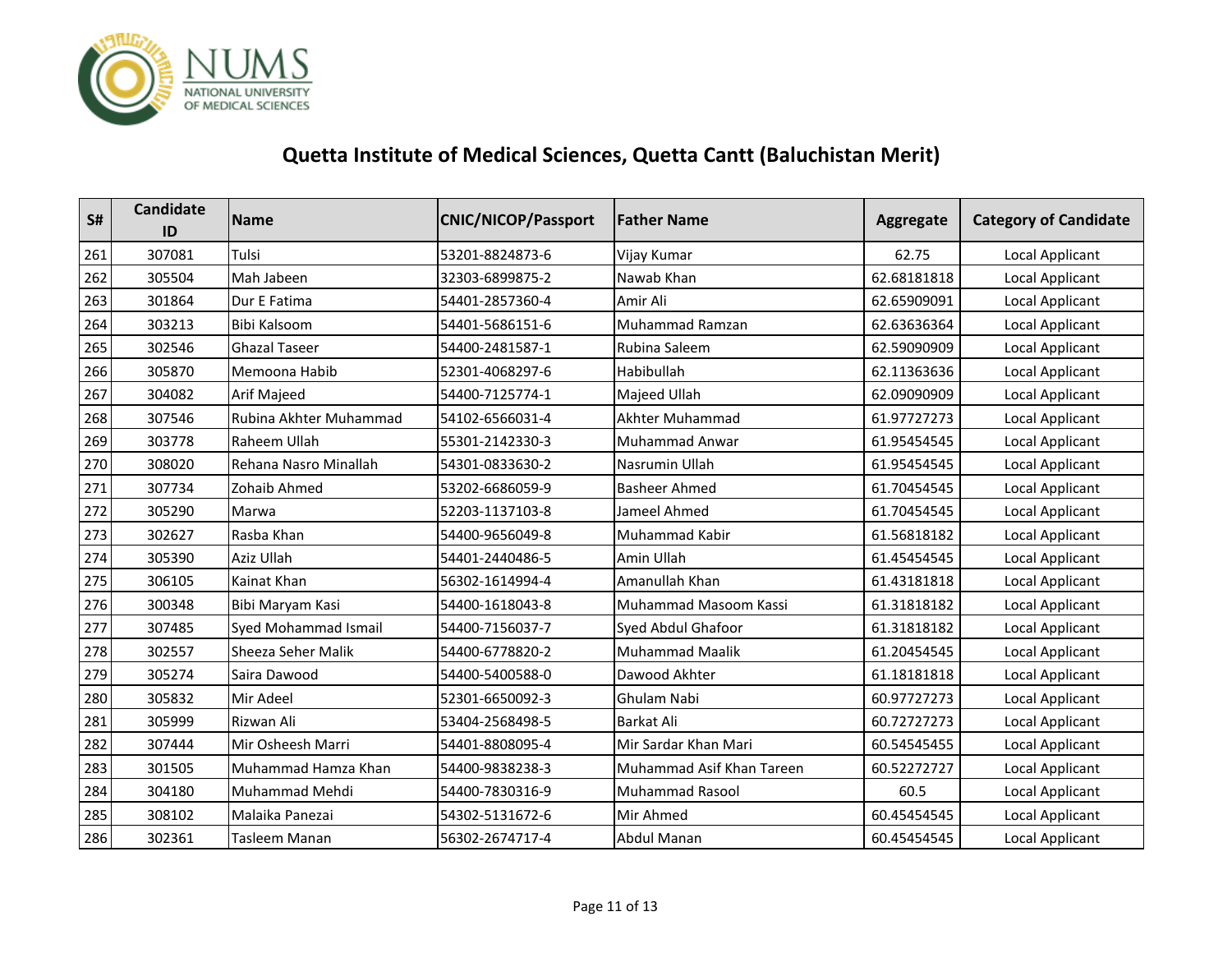# Quetta Institute of Medical Sciences, Quetta Cantt (Baluchistan Merit)

| S# | Candidate ID | Name | CNIC/NICOP/Passport | Father Name | Aggregate | Category of Candidate |
|---|---|---|---|---|---|---|
| 261 | 307081 | Tulsi | 53201-8824873-6 | Vijay Kumar | 62.75 | Local Applicant |
| 262 | 305504 | Mah Jabeen | 32303-6899875-2 | Nawab Khan | 62.68181818 | Local Applicant |
| 263 | 301864 | Dur E Fatima | 54401-2857360-4 | Amir Ali | 62.65909091 | Local Applicant |
| 264 | 303213 | Bibi Kalsoom | 54401-5686151-6 | Muhammad Ramzan | 62.63636364 | Local Applicant |
| 265 | 302546 | Ghazal Taseer | 54400-2481587-1 | Rubina Saleem | 62.59090909 | Local Applicant |
| 266 | 305870 | Memoona Habib | 52301-4068297-6 | Habibullah | 62.11363636 | Local Applicant |
| 267 | 304082 | Arif Majeed | 54400-7125774-1 | Majeed Ullah | 62.09090909 | Local Applicant |
| 268 | 307546 | Rubina Akhter Muhammad | 54102-6566031-4 | Akhter Muhammad | 61.97727273 | Local Applicant |
| 269 | 303778 | Raheem Ullah | 55301-2142330-3 | Muhammad Anwar | 61.95454545 | Local Applicant |
| 270 | 308020 | Rehana Nasro Minallah | 54301-0833630-2 | Nasrumin Ullah | 61.95454545 | Local Applicant |
| 271 | 307734 | Zohaib Ahmed | 53202-6686059-9 | Basheer Ahmed | 61.70454545 | Local Applicant |
| 272 | 305290 | Marwa | 52203-1137103-8 | Jameel Ahmed | 61.70454545 | Local Applicant |
| 273 | 302627 | Rasba Khan | 54400-9656049-8 | Muhammad Kabir | 61.56818182 | Local Applicant |
| 274 | 305390 | Aziz Ullah | 54401-2440486-5 | Amin Ullah | 61.45454545 | Local Applicant |
| 275 | 306105 | Kainat Khan | 56302-1614994-4 | Amanullah Khan | 61.43181818 | Local Applicant |
| 276 | 300348 | Bibi Maryam Kasi | 54400-1618043-8 | Muhammad Masoom Kassi | 61.31818182 | Local Applicant |
| 277 | 307485 | Syed Mohammad Ismail | 54400-7156037-7 | Syed Abdul Ghafoor | 61.31818182 | Local Applicant |
| 278 | 302557 | Sheeza Seher Malik | 54400-6778820-2 | Muhammad Maalik | 61.20454545 | Local Applicant |
| 279 | 305274 | Saira Dawood | 54400-5400588-0 | Dawood Akhter | 61.18181818 | Local Applicant |
| 280 | 305832 | Mir Adeel | 52301-6650092-3 | Ghulam Nabi | 60.97727273 | Local Applicant |
| 281 | 305999 | Rizwan Ali | 53404-2568498-5 | Barkat Ali | 60.72727273 | Local Applicant |
| 282 | 307444 | Mir Osheesh Marri | 54401-8808095-4 | Mir Sardar Khan Mari | 60.54545455 | Local Applicant |
| 283 | 301505 | Muhammad Hamza Khan | 54400-9838238-3 | Muhammad Asif Khan Tareen | 60.52272727 | Local Applicant |
| 284 | 304180 | Muhammad Mehdi | 54400-7830316-9 | Muhammad Rasool | 60.5 | Local Applicant |
| 285 | 308102 | Malaika Panezai | 54302-5131672-6 | Mir Ahmed | 60.45454545 | Local Applicant |
| 286 | 302361 | Tasleem Manan | 56302-2674717-4 | Abdul Manan | 60.45454545 | Local Applicant |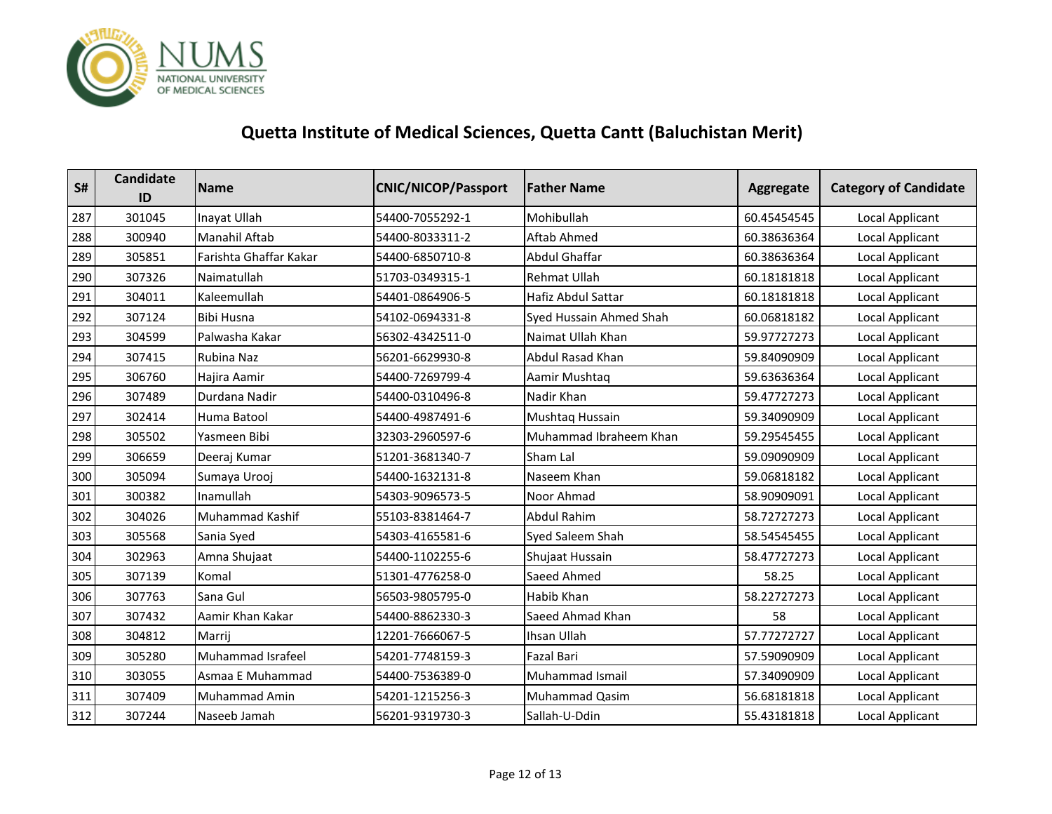# Quetta Institute of Medical Sciences, Quetta Cantt (Baluchistan Merit)

| S# | Candidate ID | Name | CNIC/NICOP/Passport | Father Name | Aggregate | Category of Candidate |
|---|---|---|---|---|---|---|
| 287 | 301045 | Inayat Ullah | 54400-7055292-1 | Mohibullah | 60.45454545 | Local Applicant |
| 288 | 300940 | Manahil Aftab | 54400-8033311-2 | Aftab Ahmed | 60.38636364 | Local Applicant |
| 289 | 305851 | Farishta Ghaffar Kakar | 54400-6850710-8 | Abdul Ghaffar | 60.38636364 | Local Applicant |
| 290 | 307326 | Naimatullah | 51703-0349315-1 | Rehmat Ullah | 60.18181818 | Local Applicant |
| 291 | 304011 | Kaleemullah | 54401-0864906-5 | Hafiz Abdul Sattar | 60.18181818 | Local Applicant |
| 292 | 307124 | Bibi Husna | 54102-0694331-8 | Syed Hussain Ahmed Shah | 60.06818182 | Local Applicant |
| 293 | 304599 | Palwasha Kakar | 56302-4342511-0 | Naimat Ullah Khan | 59.97727273 | Local Applicant |
| 294 | 307415 | Rubina Naz | 56201-6629930-8 | Abdul Rasad Khan | 59.84090909 | Local Applicant |
| 295 | 306760 | Hajira Aamir | 54400-7269799-4 | Aamir Mushtaq | 59.63636364 | Local Applicant |
| 296 | 307489 | Durdana Nadir | 54400-0310496-8 | Nadir Khan | 59.47727273 | Local Applicant |
| 297 | 302414 | Huma Batool | 54400-4987491-6 | Mushtaq Hussain | 59.34090909 | Local Applicant |
| 298 | 305502 | Yasmeen Bibi | 32303-2960597-6 | Muhammad Ibraheem Khan | 59.29545455 | Local Applicant |
| 299 | 306659 | Deeraj Kumar | 51201-3681340-7 | Sham Lal | 59.09090909 | Local Applicant |
| 300 | 305094 | Sumaya Urooj | 54400-1632131-8 | Naseem Khan | 59.06818182 | Local Applicant |
| 301 | 300382 | Inamullah | 54303-9096573-5 | Noor Ahmad | 58.90909091 | Local Applicant |
| 302 | 304026 | Muhammad Kashif | 55103-8381464-7 | Abdul Rahim | 58.72727273 | Local Applicant |
| 303 | 305568 | Sania Syed | 54303-4165581-6 | Syed Saleem Shah | 58.54545455 | Local Applicant |
| 304 | 302963 | Amna Shujaat | 54400-1102255-6 | Shujaat Hussain | 58.47727273 | Local Applicant |
| 305 | 307139 | Komal | 51301-4776258-0 | Saeed Ahmed | 58.25 | Local Applicant |
| 306 | 307763 | Sana Gul | 56503-9805795-0 | Habib Khan | 58.22727273 | Local Applicant |
| 307 | 307432 | Aamir Khan Kakar | 54400-8862330-3 | Saeed Ahmad Khan | 58 | Local Applicant |
| 308 | 304812 | Marrij | 12201-7666067-5 | Ihsan Ullah | 57.77272727 | Local Applicant |
| 309 | 305280 | Muhammad Israfeel | 54201-7748159-3 | Fazal Bari | 57.59090909 | Local Applicant |
| 310 | 303055 | Asmaa E Muhammad | 54400-7536389-0 | Muhammad Ismail | 57.34090909 | Local Applicant |
| 311 | 307409 | Muhammad Amin | 54201-1215256-3 | Muhammad Qasim | 56.68181818 | Local Applicant |
| 312 | 307244 | Naseeb Jamah | 56201-9319730-3 | Sallah-U-Ddin | 55.43181818 | Local Applicant |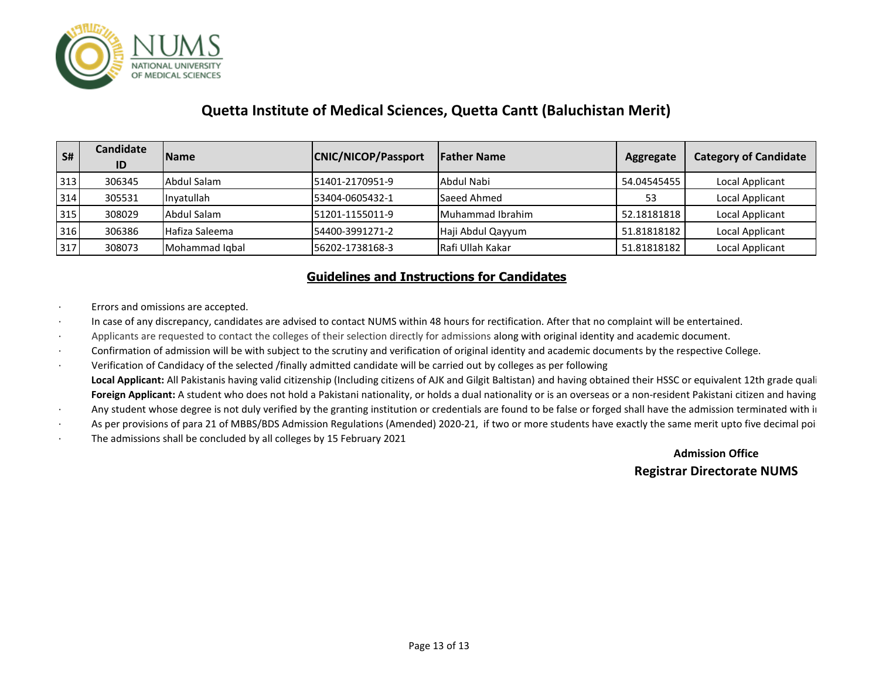## Quetta Institute of Medical Sciences, Quetta Cantt (Baluchistan Merit)

| S# | Candidate ID | Name | CNIC/NICOP/Passport | Father Name | Aggregate | Category of Candidate |
|---|---|---|---|---|---|---|
| 313 | 306345 | Abdul Salam | 51401-2170951-9 | Abdul Nabi | 54.04545455 | Local Applicant |
| 314 | 305531 | Inyatullah | 53404-0605432-1 | Saeed Ahmed | 53 | Local Applicant |
| 315 | 308029 | Abdul Salam | 51201-1155011-9 | Muhammad Ibrahim | 52.18181818 | Local Applicant |
| 316 | 306386 | Hafiza Saleema | 54400-3991271-2 | Haji Abdul Qayyum | 51.81818182 | Local Applicant |
| 317 | 308073 | Mohammad Iqbal | 56202-1738168-3 | Rafi Ullah Kakar | 51.81818182 | Local Applicant |

### Guidelines and Instructions for Candidates

- Errors and omissions are accepted.
- In case of any discrepancy, candidates are advised to contact NUMS within 48 hours for rectification. After that no complaint will be entertained.
- Applicants are requested to contact the colleges of their selection directly for admissions along with original identity and academic document.
- Confirmation of admission will be with subject to the scrutiny and verification of original identity and academic documents by the respective College.
- Verification of Candidacy of the selected /finally admitted candidate will be carried out by colleges as per following

  **Local Applicant:** All Pakistanis having valid citizenship (Including citizens of AJK and Gilgit Baltistan) and having obtained their HSSC or equivalent 12th grade quali

  **Foreign Applicant:** A student who does not hold a Pakistani nationality, or holds a dual nationality or is an overseas or a non-resident Pakistani citizen and having
- Any student whose degree is not duly verified by the granting institution or credentials are found to be false or forged shall have the admission terminated with i
- As per provisions of para 21 of MBBS/BDS Admission Regulations (Amended) 2020-21, if two or more students have exactly the same merit upto five decimal poi
- The admissions shall be concluded by all colleges by 15 February 2021

**Admission Office**

**Registrar Directorate NUMS**